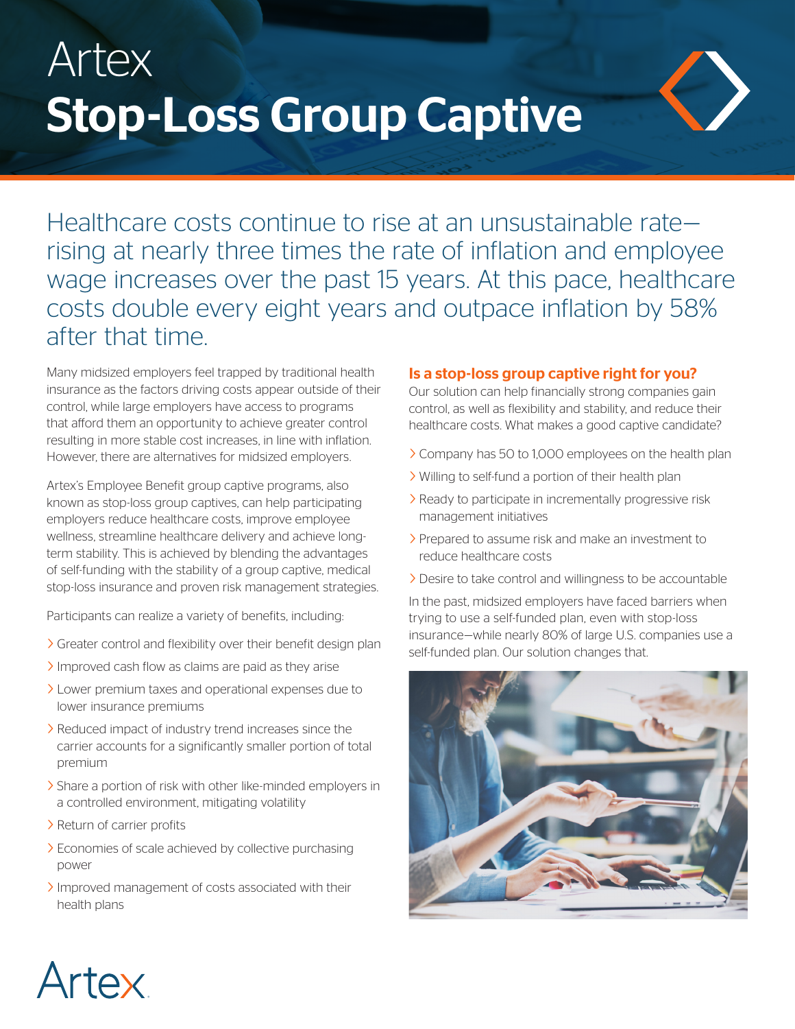# Artex
# Stop-Loss Group Captive

Healthcare costs continue to rise at an unsustainable rate—rising at nearly three times the rate of inflation and employee wage increases over the past 15 years. At this pace, healthcare costs double every eight years and outpace inflation by 58% after that time.

Many midsized employers feel trapped by traditional health insurance as the factors driving costs appear outside of their control, while large employers have access to programs that afford them an opportunity to achieve greater control resulting in more stable cost increases, in line with inflation. However, there are alternatives for midsized employers.

Artex's Employee Benefit group captive programs, also known as stop-loss group captives, can help participating employers reduce healthcare costs, improve employee wellness, streamline healthcare delivery and achieve long-term stability. This is achieved by blending the advantages of self-funding with the stability of a group captive, medical stop-loss insurance and proven risk management strategies.

Participants can realize a variety of benefits, including:

- Greater control and flexibility over their benefit design plan
- Improved cash flow as claims are paid as they arise
- Lower premium taxes and operational expenses due to lower insurance premiums
- Reduced impact of industry trend increases since the carrier accounts for a significantly smaller portion of total premium
- Share a portion of risk with other like-minded employers in a controlled environment, mitigating volatility
- Return of carrier profits
- Economies of scale achieved by collective purchasing power
- Improved management of costs associated with their health plans

## Is a stop-loss group captive right for you?

Our solution can help financially strong companies gain control, as well as flexibility and stability, and reduce their healthcare costs. What makes a good captive candidate?

- Company has 50 to 1,000 employees on the health plan
- Willing to self-fund a portion of their health plan
- Ready to participate in incrementally progressive risk management initiatives
- Prepared to assume risk and make an investment to reduce healthcare costs
- Desire to take control and willingness to be accountable

In the past, midsized employers have faced barriers when trying to use a self-funded plan, even with stop-loss insurance—while nearly 80% of large U.S. companies use a self-funded plan. Our solution changes that.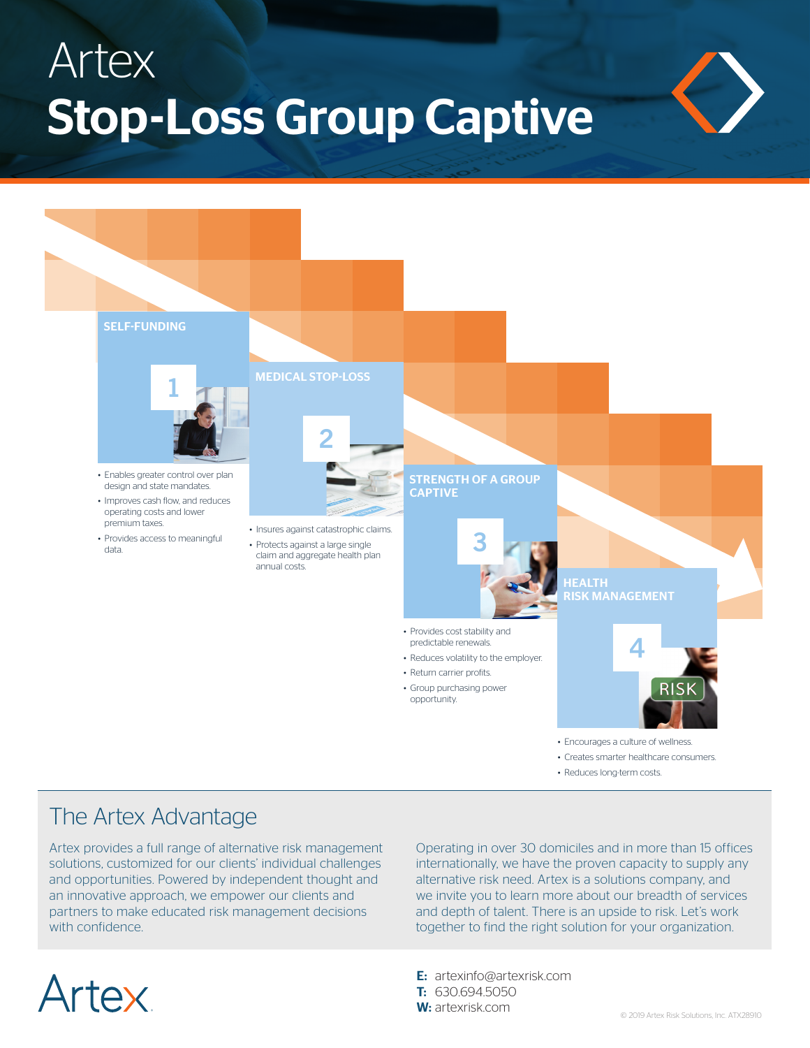# Artex
# Stop-Loss Group Captive

## SELF-FUNDING

1

- Enables greater control over plan design and state mandates.
- Improves cash flow, and reduces operating costs and lower premium taxes.
- Provides access to meaningful data.

## MEDICAL STOP-LOSS

2

- Insures against catastrophic claims.
- Protects against a large single claim and aggregate health plan annual costs.

## STRENGTH OF A GROUP CAPTIVE

3

- Provides cost stability and predictable renewals.
- Reduces volatility to the employer.
- Return carrier profits.
- Group purchasing power opportunity.

## HEALTH RISK MANAGEMENT

4

RISK

- Encourages a culture of wellness.
- Creates smarter healthcare consumers.
- Reduces long-term costs.

## The Artex Advantage

Artex provides a full range of alternative risk management solutions, customized for our clients' individual challenges and opportunities. Powered by independent thought and an innovative approach, we empower our clients and partners to make educated risk management decisions with confidence.

Operating in over 30 domiciles and in more than 15 offices internationally, we have the proven capacity to supply any alternative risk need. Artex is a solutions company, and we invite you to learn more about our breadth of services and depth of talent. There is an upside to risk. Let's work together to find the right solution for your organization.

Artex

**E:** artexinfo@artexrisk.com
**T:** 630.694.5050
**W:** artexrisk.com

© 2019 Artex Risk Solutions, Inc. ATX28910